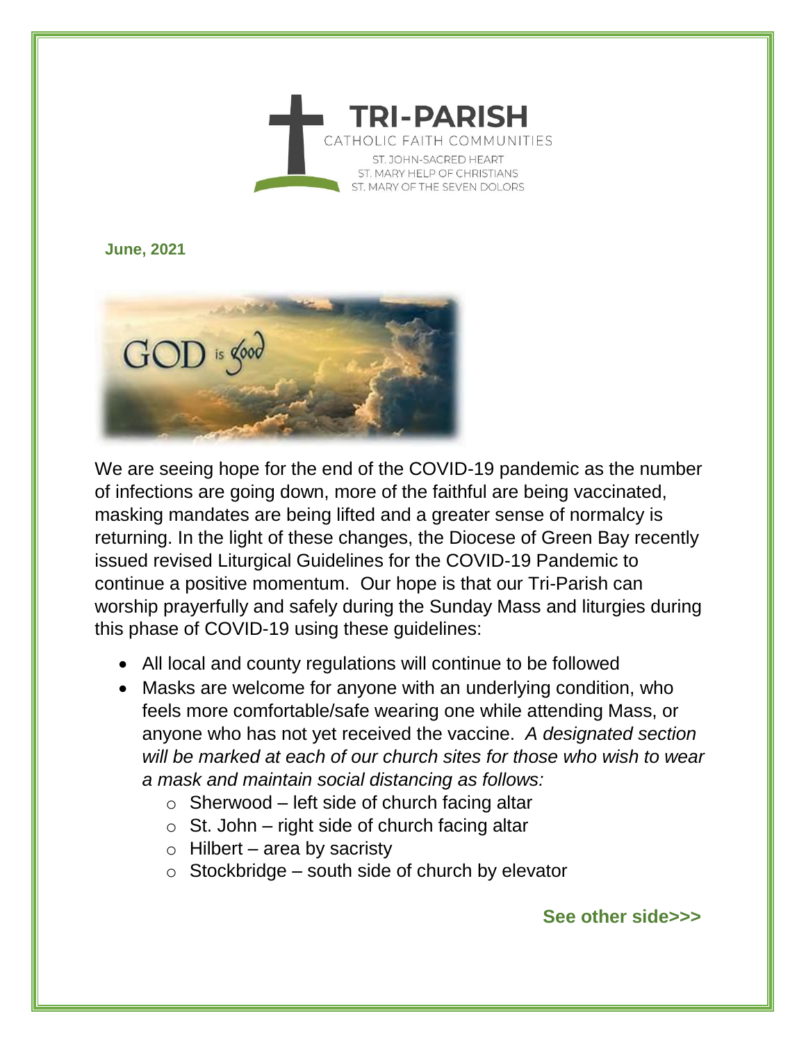**TRI-PARISH**

CATHOLIC FAITH COMMUNITIES

ST. JOHN-SACRED HEART
ST. MARY HELP OF CHRISTIANS
ST. MARY OF THE SEVEN DOLORS

**June, 2021**

We are seeing hope for the end of the COVID-19 pandemic as the number of infections are going down, more of the faithful are being vaccinated, masking mandates are being lifted and a greater sense of normalcy is returning. In the light of these changes, the Diocese of Green Bay recently issued revised Liturgical Guidelines for the COVID-19 Pandemic to continue a positive momentum. Our hope is that our Tri-Parish can worship prayerfully and safely during the Sunday Mass and liturgies during this phase of COVID-19 using these guidelines:

- All local and county regulations will continue to be followed
- Masks are welcome for anyone with an underlying condition, who feels more comfortable/safe wearing one while attending Mass, or anyone who has not yet received the vaccine. *A designated section will be marked at each of our church sites for those who wish to wear a mask and maintain social distancing as follows:*
  - Sherwood – left side of church facing altar
  - St. John – right side of church facing altar
  - Hilbert – area by sacristy
  - Stockbridge – south side of church by elevator

**See other side>>>**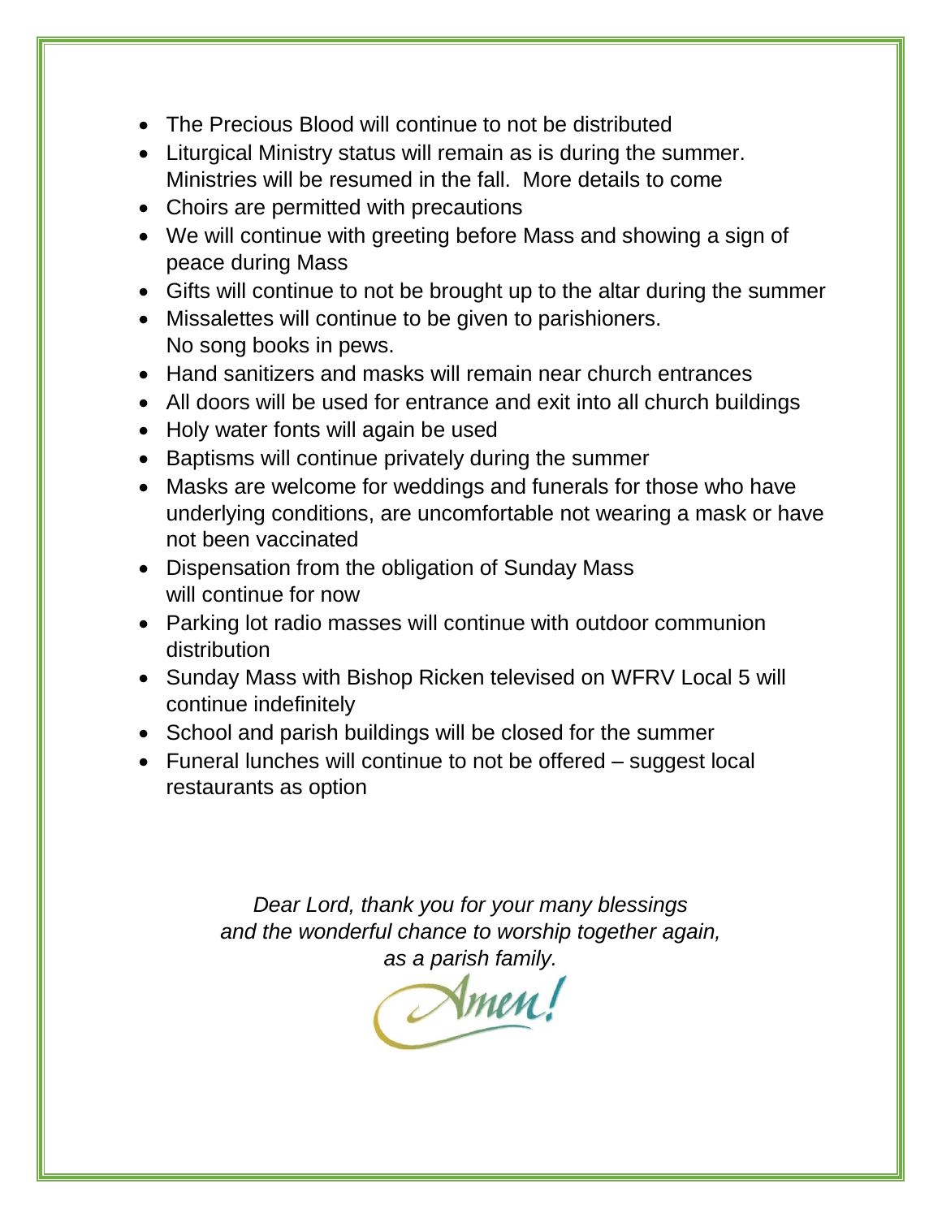- The Precious Blood will continue to not be distributed
- Liturgical Ministry status will remain as is during the summer. Ministries will be resumed in the fall. More details to come
- Choirs are permitted with precautions
- We will continue with greeting before Mass and showing a sign of peace during Mass
- Gifts will continue to not be brought up to the altar during the summer
- Missalettes will continue to be given to parishioners. No song books in pews.
- Hand sanitizers and masks will remain near church entrances
- All doors will be used for entrance and exit into all church buildings
- Holy water fonts will again be used
- Baptisms will continue privately during the summer
- Masks are welcome for weddings and funerals for those who have underlying conditions, are uncomfortable not wearing a mask or have not been vaccinated
- Dispensation from the obligation of Sunday Mass will continue for now
- Parking lot radio masses will continue with outdoor communion distribution
- Sunday Mass with Bishop Ricken televised on WFRV Local 5 will continue indefinitely
- School and parish buildings will be closed for the summer
- Funeral lunches will continue to not be offered – suggest local restaurants as option

*Dear Lord, thank you for your many blessings and the wonderful chance to worship together again, as a parish family.*

Amen!